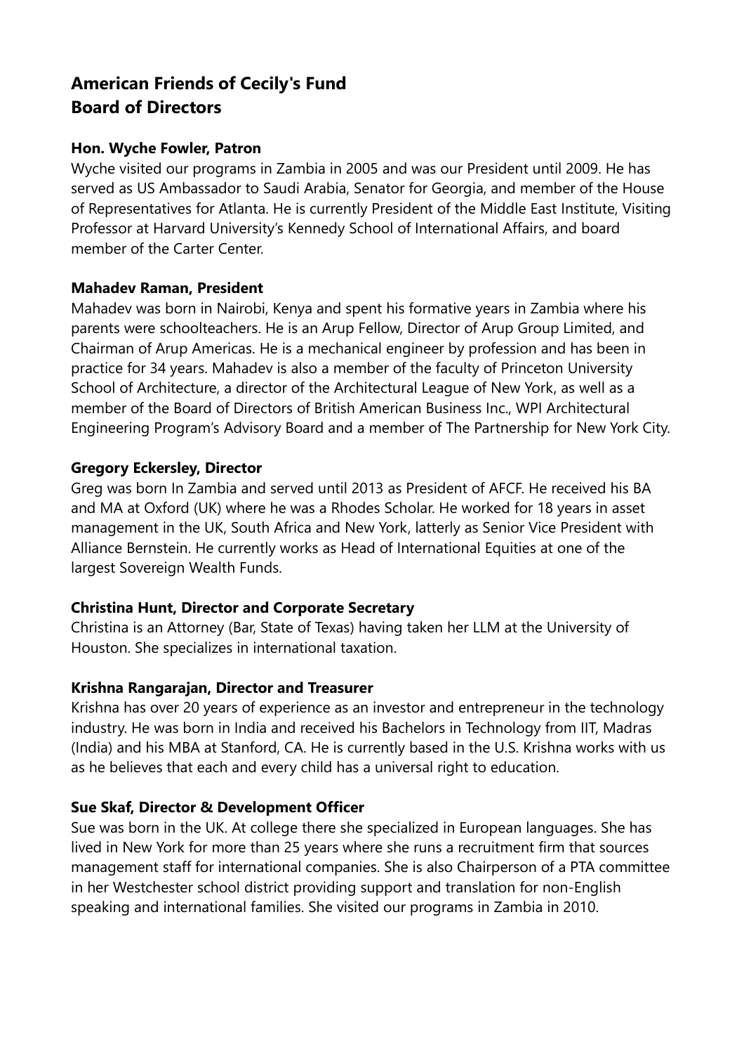# American Friends of Cecily's Fund
# Board of Directors

**Hon. Wyche Fowler, Patron**

Wyche visited our programs in Zambia in 2005 and was our President until 2009. He has served as US Ambassador to Saudi Arabia, Senator for Georgia, and member of the House of Representatives for Atlanta. He is currently President of the Middle East Institute, Visiting Professor at Harvard University's Kennedy School of International Affairs, and board member of the Carter Center.

**Mahadev Raman, President**

Mahadev was born in Nairobi, Kenya and spent his formative years in Zambia where his parents were schoolteachers. He is an Arup Fellow, Director of Arup Group Limited, and Chairman of Arup Americas. He is a mechanical engineer by profession and has been in practice for 34 years. Mahadev is also a member of the faculty of Princeton University School of Architecture, a director of the Architectural League of New York, as well as a member of the Board of Directors of British American Business Inc., WPI Architectural Engineering Program's Advisory Board and a member of The Partnership for New York City.

**Gregory Eckersley, Director**

Greg was born In Zambia and served until 2013 as President of AFCF. He received his BA and MA at Oxford (UK) where he was a Rhodes Scholar. He worked for 18 years in asset management in the UK, South Africa and New York, latterly as Senior Vice President with Alliance Bernstein. He currently works as Head of International Equities at one of the largest Sovereign Wealth Funds.

**Christina Hunt, Director and Corporate Secretary**

Christina is an Attorney (Bar, State of Texas) having taken her LLM at the University of Houston. She specializes in international taxation.

**Krishna Rangarajan, Director and Treasurer**

Krishna has over 20 years of experience as an investor and entrepreneur in the technology industry. He was born in India and received his Bachelors in Technology from IIT, Madras (India) and his MBA at Stanford, CA. He is currently based in the U.S. Krishna works with us as he believes that each and every child has a universal right to education.

**Sue Skaf, Director & Development Officer**

Sue was born in the UK. At college there she specialized in European languages. She has lived in New York for more than 25 years where she runs a recruitment firm that sources management staff for international companies. She is also Chairperson of a PTA committee in her Westchester school district providing support and translation for non-English speaking and international families. She visited our programs in Zambia in 2010.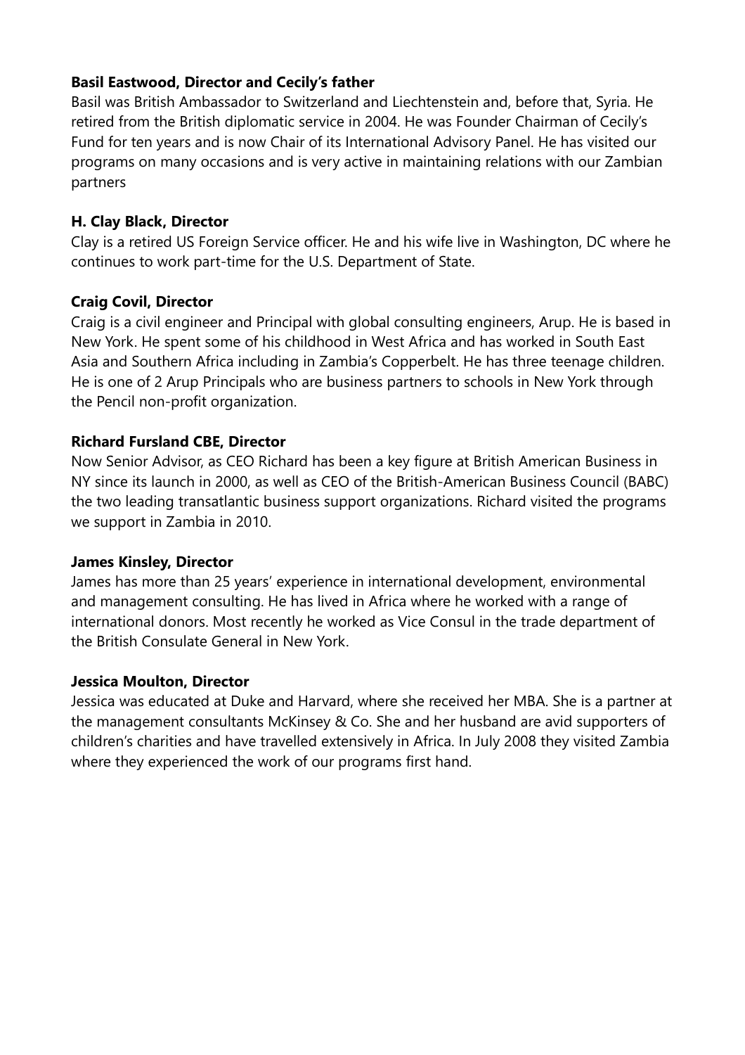**Basil Eastwood, Director and Cecily's father**

Basil was British Ambassador to Switzerland and Liechtenstein and, before that, Syria. He retired from the British diplomatic service in 2004. He was Founder Chairman of Cecily's Fund for ten years and is now Chair of its International Advisory Panel. He has visited our programs on many occasions and is very active in maintaining relations with our Zambian partners

**H. Clay Black, Director**

Clay is a retired US Foreign Service officer. He and his wife live in Washington, DC where he continues to work part-time for the U.S. Department of State.

**Craig Covil, Director**

Craig is a civil engineer and Principal with global consulting engineers, Arup. He is based in New York. He spent some of his childhood in West Africa and has worked in South East Asia and Southern Africa including in Zambia's Copperbelt. He has three teenage children. He is one of 2 Arup Principals who are business partners to schools in New York through the Pencil non-profit organization.

**Richard Fursland CBE, Director**

Now Senior Advisor, as CEO Richard has been a key figure at British American Business in NY since its launch in 2000, as well as CEO of the British-American Business Council (BABC) the two leading transatlantic business support organizations. Richard visited the programs we support in Zambia in 2010.

**James Kinsley, Director**

James has more than 25 years' experience in international development, environmental and management consulting. He has lived in Africa where he worked with a range of international donors. Most recently he worked as Vice Consul in the trade department of the British Consulate General in New York.

**Jessica Moulton, Director**

Jessica was educated at Duke and Harvard, where she received her MBA. She is a partner at the management consultants McKinsey & Co. She and her husband are avid supporters of children's charities and have travelled extensively in Africa. In July 2008 they visited Zambia where they experienced the work of our programs first hand.